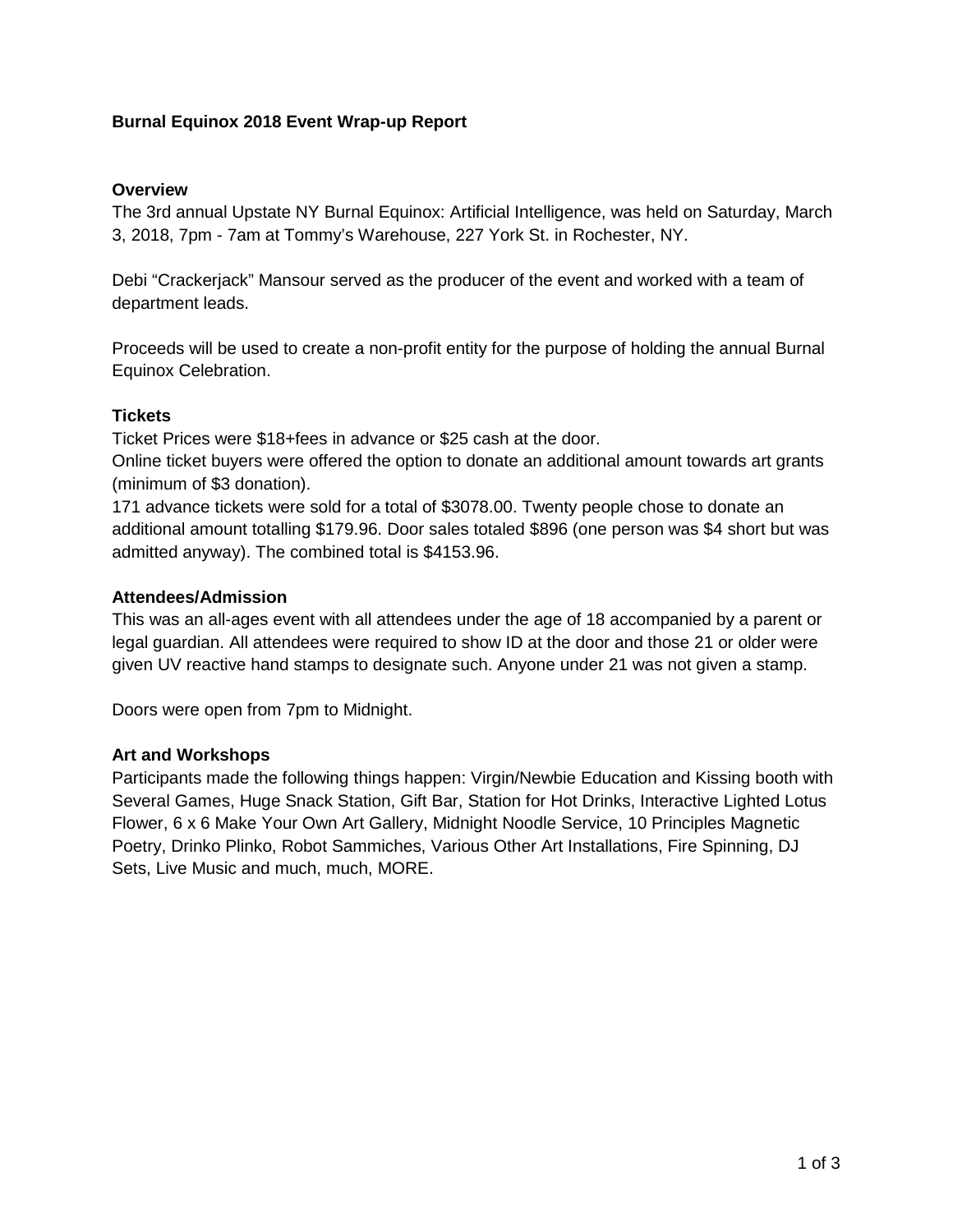# Burnal Equinox 2018 Event Wrap-up Report

## Overview

The 3rd annual Upstate NY Burnal Equinox: Artificial Intelligence, was held on Saturday, March 3, 2018, 7pm - 7am at Tommy's Warehouse, 227 York St. in Rochester, NY.

Debi "Crackerjack" Mansour served as the producer of the event and worked with a team of department leads.

Proceeds will be used to create a non-profit entity for the purpose of holding the annual Burnal Equinox Celebration.

## Tickets

Ticket Prices were $18+fees in advance or $25 cash at the door.
Online ticket buyers were offered the option to donate an additional amount towards art grants (minimum of $3 donation).
171 advance tickets were sold for a total of $3078.00. Twenty people chose to donate an additional amount totalling $179.96. Door sales totaled $896 (one person was $4 short but was admitted anyway). The combined total is $4153.96.

## Attendees/Admission

This was an all-ages event with all attendees under the age of 18 accompanied by a parent or legal guardian. All attendees were required to show ID at the door and those 21 or older were given UV reactive hand stamps to designate such. Anyone under 21 was not given a stamp.

Doors were open from 7pm to Midnight.

## Art and Workshops

Participants made the following things happen: Virgin/Newbie Education and Kissing booth with Several Games, Huge Snack Station, Gift Bar, Station for Hot Drinks, Interactive Lighted Lotus Flower, 6 x 6 Make Your Own Art Gallery, Midnight Noodle Service, 10 Principles Magnetic Poetry, Drinko Plinko, Robot Sammiches, Various Other Art Installations, Fire Spinning, DJ Sets, Live Music and much, much, MORE.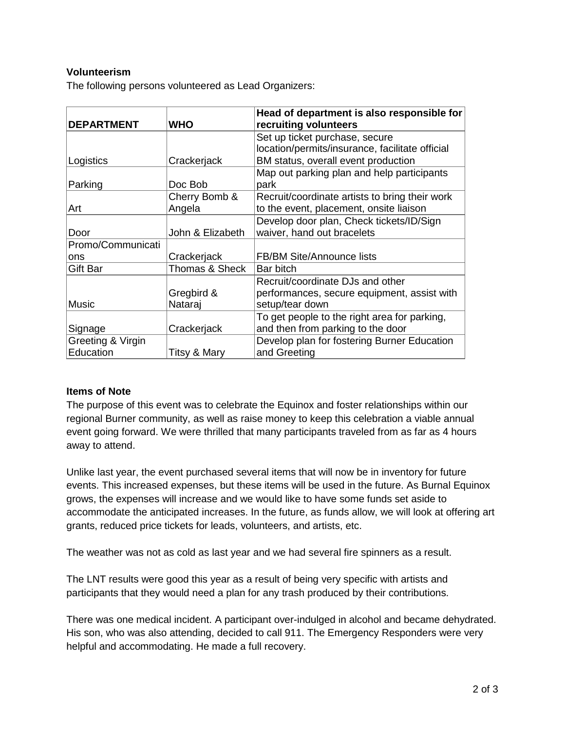**Volunteerism**

The following persons volunteered as Lead Organizers:

| DEPARTMENT | WHO | Head of department is also responsible for recruiting volunteers |
|---|---|---|
| Logistics | Crackerjack | Set up ticket purchase, secure location/permits/insurance, facilitate official BM status, overall event production |
| Parking | Doc Bob | Map out parking plan and help participants park |
| Art | Cherry Bomb & Angela | Recruit/coordinate artists to bring their work to the event, placement, onsite liaison |
| Door | John & Elizabeth | Develop door plan, Check tickets/ID/Sign waiver, hand out bracelets |
| Promo/Communications | Crackerjack | FB/BM Site/Announce lists |
| Gift Bar | Thomas & Sheck | Bar bitch |
| Music | Gregbird & Nataraj | Recruit/coordinate DJs and other performances, secure equipment, assist with setup/tear down |
| Signage | Crackerjack | To get people to the right area for parking, and then from parking to the door |
| Greeting & Virgin Education | Titsy & Mary | Develop plan for fostering Burner Education and Greeting |

**Items of Note**

The purpose of this event was to celebrate the Equinox and foster relationships within our regional Burner community, as well as raise money to keep this celebration a viable annual event going forward. We were thrilled that many participants traveled from as far as 4 hours away to attend.

Unlike last year, the event purchased several items that will now be in inventory for future events. This increased expenses, but these items will be used in the future. As Burnal Equinox grows, the expenses will increase and we would like to have some funds set aside to accommodate the anticipated increases. In the future, as funds allow, we will look at offering art grants, reduced price tickets for leads, volunteers, and artists, etc.

The weather was not as cold as last year and we had several fire spinners as a result.

The LNT results were good this year as a result of being very specific with artists and participants that they would need a plan for any trash produced by their contributions.

There was one medical incident. A participant over-indulged in alcohol and became dehydrated. His son, who was also attending, decided to call 911. The Emergency Responders were very helpful and accommodating. He made a full recovery.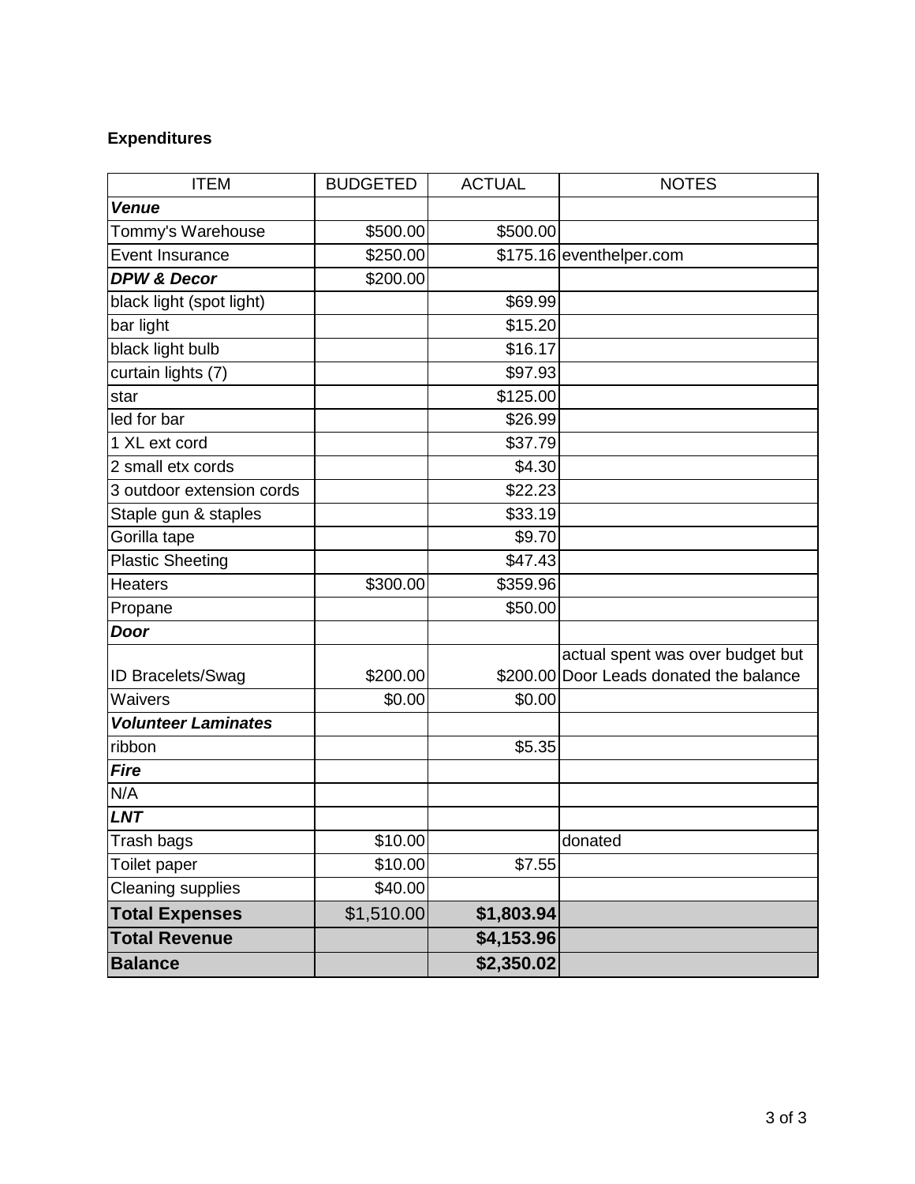**Expenditures**

| ITEM | BUDGETED | ACTUAL | NOTES |
|---|---|---|---|
| ***Venue*** | | | |
| Tommy's Warehouse | $500.00 | $500.00 | |
| Event Insurance | $250.00 | $175.16 | eventhelper.com |
| ***DPW & Decor*** | $200.00 | | |
| black light (spot light) | | $69.99 | |
| bar light | | $15.20 | |
| black light bulb | | $16.17 | |
| curtain lights (7) | | $97.93 | |
| star | | $125.00 | |
| led for bar | | $26.99 | |
| 1 XL ext cord | | $37.79 | |
| 2 small etx cords | | $4.30 | |
| 3 outdoor extension cords | | $22.23 | |
| Staple gun & staples | | $33.19 | |
| Gorilla tape | | $9.70 | |
| Plastic Sheeting | | $47.43 | |
| Heaters | $300.00 | $359.96 | |
| Propane | | $50.00 | |
| ***Door*** | | | |
| ID Bracelets/Swag | $200.00 | $200.00 | actual spent was over budget but Door Leads donated the balance |
| Waivers | $0.00 | $0.00 | |
| ***Volunteer Laminates*** | | | |
| ribbon | | $5.35 | |
| ***Fire*** | | | |
| N/A | | | |
| ***LNT*** | | | |
| Trash bags | $10.00 | | donated |
| Toilet paper | $10.00 | $7.55 | |
| Cleaning supplies | $40.00 | | |
| **Total Expenses** | $1,510.00 | **$1,803.94** | |
| **Total Revenue** | | **$4,153.96** | |
| **Balance** | | **$2,350.02** | |